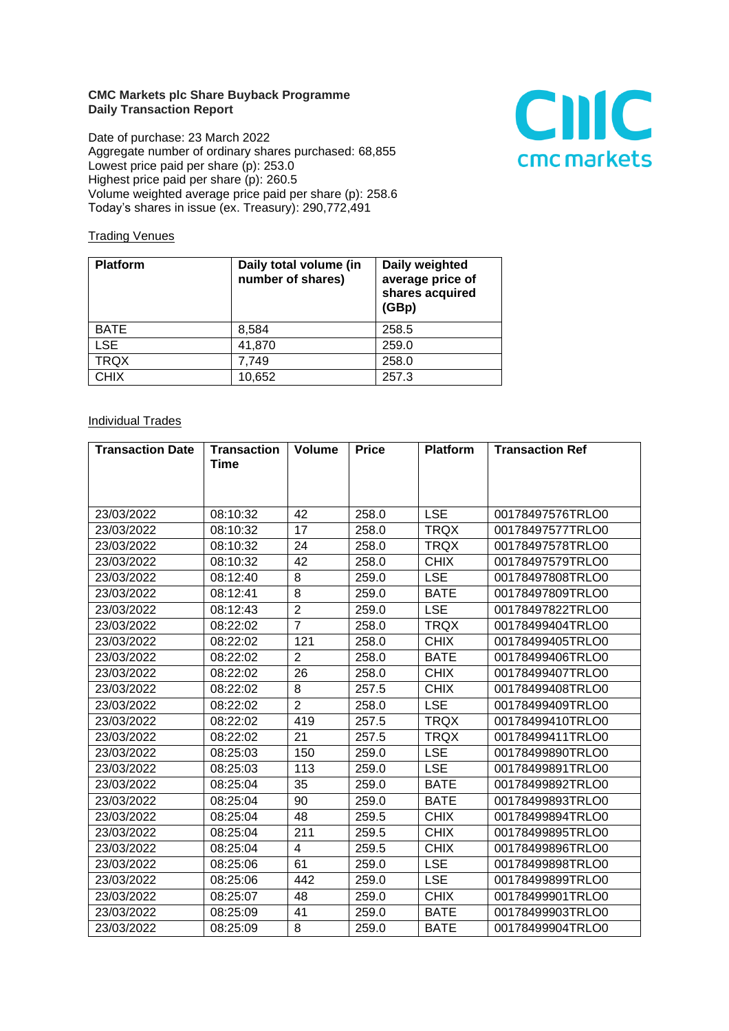**CMC Markets plc Share Buyback Programme**
**Daily Transaction Report**

Date of purchase: 23 March 2022
Aggregate number of ordinary shares purchased: 68,855
Lowest price paid per share (p): 253.0
Highest price paid per share (p): 260.5
Volume weighted average price paid per share (p): 258.6
Today's shares in issue (ex. Treasury): 290,772,491

Trading Venues

| Platform | Daily total volume (in number of shares) | Daily weighted average price of shares acquired (GBp) |
|---|---|---|
| BATE | 8,584 | 258.5 |
| LSE | 41,870 | 259.0 |
| TRQX | 7,749 | 258.0 |
| CHIX | 10,652 | 257.3 |

Individual Trades

| Transaction Date | Transaction Time | Volume | Price | Platform | Transaction Ref |
|---|---|---|---|---|---|
| 23/03/2022 | 08:10:32 | 42 | 258.0 | LSE | 00178497576TRLO0 |
| 23/03/2022 | 08:10:32 | 17 | 258.0 | TRQX | 00178497577TRLO0 |
| 23/03/2022 | 08:10:32 | 24 | 258.0 | TRQX | 00178497578TRLO0 |
| 23/03/2022 | 08:10:32 | 42 | 258.0 | CHIX | 00178497579TRLO0 |
| 23/03/2022 | 08:12:40 | 8 | 259.0 | LSE | 00178497808TRLO0 |
| 23/03/2022 | 08:12:41 | 8 | 259.0 | BATE | 00178497809TRLO0 |
| 23/03/2022 | 08:12:43 | 2 | 259.0 | LSE | 00178497822TRLO0 |
| 23/03/2022 | 08:22:02 | 7 | 258.0 | TRQX | 00178499404TRLO0 |
| 23/03/2022 | 08:22:02 | 121 | 258.0 | CHIX | 00178499405TRLO0 |
| 23/03/2022 | 08:22:02 | 2 | 258.0 | BATE | 00178499406TRLO0 |
| 23/03/2022 | 08:22:02 | 26 | 258.0 | CHIX | 00178499407TRLO0 |
| 23/03/2022 | 08:22:02 | 8 | 257.5 | CHIX | 00178499408TRLO0 |
| 23/03/2022 | 08:22:02 | 2 | 258.0 | LSE | 00178499409TRLO0 |
| 23/03/2022 | 08:22:02 | 419 | 257.5 | TRQX | 00178499410TRLO0 |
| 23/03/2022 | 08:22:02 | 21 | 257.5 | TRQX | 00178499411TRLO0 |
| 23/03/2022 | 08:25:03 | 150 | 259.0 | LSE | 00178499890TRLO0 |
| 23/03/2022 | 08:25:03 | 113 | 259.0 | LSE | 00178499891TRLO0 |
| 23/03/2022 | 08:25:04 | 35 | 259.0 | BATE | 00178499892TRLO0 |
| 23/03/2022 | 08:25:04 | 90 | 259.0 | BATE | 00178499893TRLO0 |
| 23/03/2022 | 08:25:04 | 48 | 259.5 | CHIX | 00178499894TRLO0 |
| 23/03/2022 | 08:25:04 | 211 | 259.5 | CHIX | 00178499895TRLO0 |
| 23/03/2022 | 08:25:04 | 4 | 259.5 | CHIX | 00178499896TRLO0 |
| 23/03/2022 | 08:25:06 | 61 | 259.0 | LSE | 00178499898TRLO0 |
| 23/03/2022 | 08:25:06 | 442 | 259.0 | LSE | 00178499899TRLO0 |
| 23/03/2022 | 08:25:07 | 48 | 259.0 | CHIX | 00178499901TRLO0 |
| 23/03/2022 | 08:25:09 | 41 | 259.0 | BATE | 00178499903TRLO0 |
| 23/03/2022 | 08:25:09 | 8 | 259.0 | BATE | 00178499904TRLO0 |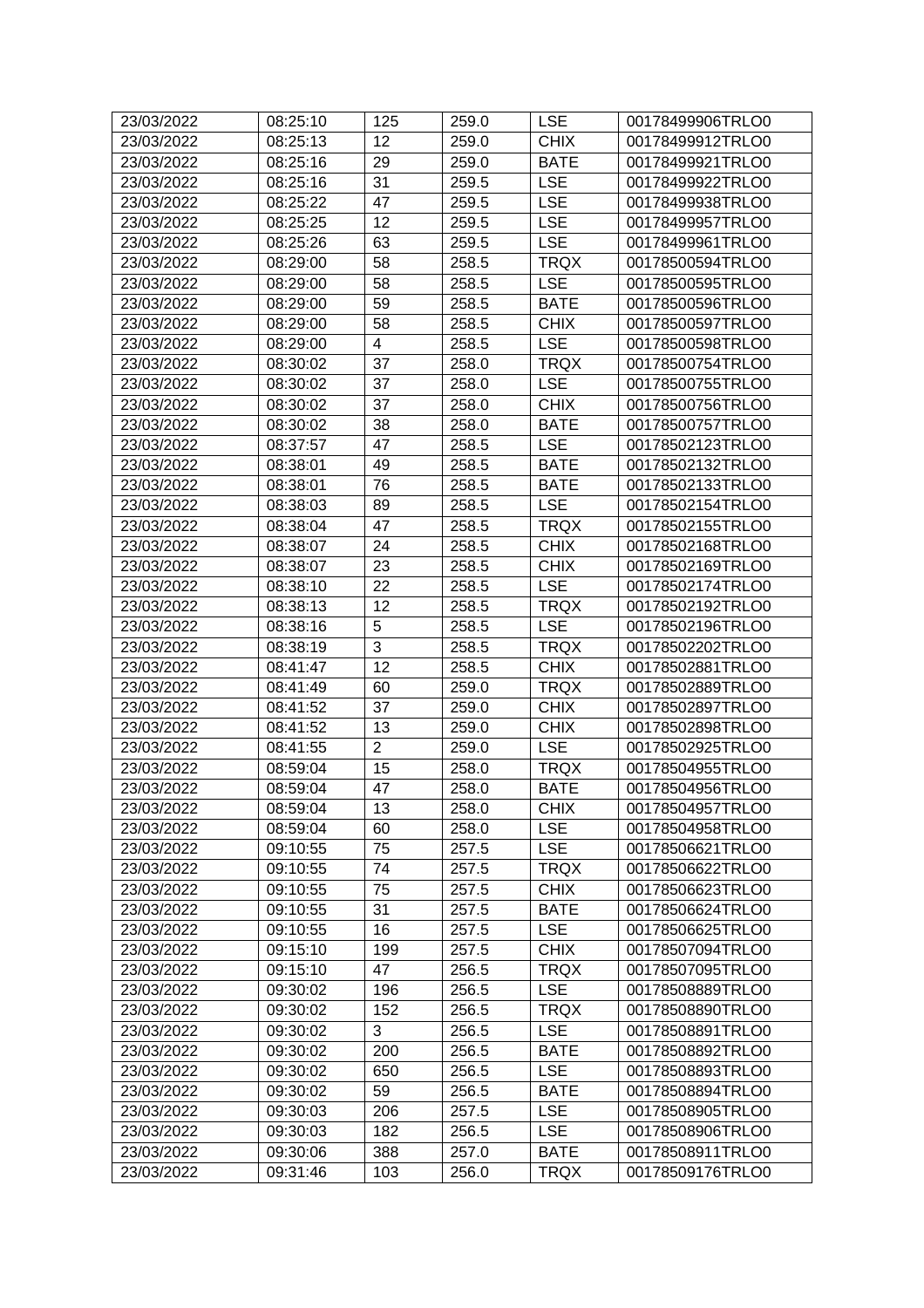| 23/03/2022 | 08:25:10 | 125 | 259.0 | LSE | 00178499906TRLO0 |
|---|---|---|---|---|---|
| 23/03/2022 | 08:25:13 | 12 | 259.0 | CHIX | 00178499912TRLO0 |
| 23/03/2022 | 08:25:16 | 29 | 259.0 | BATE | 00178499921TRLO0 |
| 23/03/2022 | 08:25:16 | 31 | 259.5 | LSE | 00178499922TRLO0 |
| 23/03/2022 | 08:25:22 | 47 | 259.5 | LSE | 00178499938TRLO0 |
| 23/03/2022 | 08:25:25 | 12 | 259.5 | LSE | 00178499957TRLO0 |
| 23/03/2022 | 08:25:26 | 63 | 259.5 | LSE | 00178499961TRLO0 |
| 23/03/2022 | 08:29:00 | 58 | 258.5 | TRQX | 00178500594TRLO0 |
| 23/03/2022 | 08:29:00 | 58 | 258.5 | LSE | 00178500595TRLO0 |
| 23/03/2022 | 08:29:00 | 59 | 258.5 | BATE | 00178500596TRLO0 |
| 23/03/2022 | 08:29:00 | 58 | 258.5 | CHIX | 00178500597TRLO0 |
| 23/03/2022 | 08:29:00 | 4 | 258.5 | LSE | 00178500598TRLO0 |
| 23/03/2022 | 08:30:02 | 37 | 258.0 | TRQX | 00178500754TRLO0 |
| 23/03/2022 | 08:30:02 | 37 | 258.0 | LSE | 00178500755TRLO0 |
| 23/03/2022 | 08:30:02 | 37 | 258.0 | CHIX | 00178500756TRLO0 |
| 23/03/2022 | 08:30:02 | 38 | 258.0 | BATE | 00178500757TRLO0 |
| 23/03/2022 | 08:37:57 | 47 | 258.5 | LSE | 00178502123TRLO0 |
| 23/03/2022 | 08:38:01 | 49 | 258.5 | BATE | 00178502132TRLO0 |
| 23/03/2022 | 08:38:01 | 76 | 258.5 | BATE | 00178502133TRLO0 |
| 23/03/2022 | 08:38:03 | 89 | 258.5 | LSE | 00178502154TRLO0 |
| 23/03/2022 | 08:38:04 | 47 | 258.5 | TRQX | 00178502155TRLO0 |
| 23/03/2022 | 08:38:07 | 24 | 258.5 | CHIX | 00178502168TRLO0 |
| 23/03/2022 | 08:38:07 | 23 | 258.5 | CHIX | 00178502169TRLO0 |
| 23/03/2022 | 08:38:10 | 22 | 258.5 | LSE | 00178502174TRLO0 |
| 23/03/2022 | 08:38:13 | 12 | 258.5 | TRQX | 00178502192TRLO0 |
| 23/03/2022 | 08:38:16 | 5 | 258.5 | LSE | 00178502196TRLO0 |
| 23/03/2022 | 08:38:19 | 3 | 258.5 | TRQX | 00178502202TRLO0 |
| 23/03/2022 | 08:41:47 | 12 | 258.5 | CHIX | 00178502881TRLO0 |
| 23/03/2022 | 08:41:49 | 60 | 259.0 | TRQX | 00178502889TRLO0 |
| 23/03/2022 | 08:41:52 | 37 | 259.0 | CHIX | 00178502897TRLO0 |
| 23/03/2022 | 08:41:52 | 13 | 259.0 | CHIX | 00178502898TRLO0 |
| 23/03/2022 | 08:41:55 | 2 | 259.0 | LSE | 00178502925TRLO0 |
| 23/03/2022 | 08:59:04 | 15 | 258.0 | TRQX | 00178504955TRLO0 |
| 23/03/2022 | 08:59:04 | 47 | 258.0 | BATE | 00178504956TRLO0 |
| 23/03/2022 | 08:59:04 | 13 | 258.0 | CHIX | 00178504957TRLO0 |
| 23/03/2022 | 08:59:04 | 60 | 258.0 | LSE | 00178504958TRLO0 |
| 23/03/2022 | 09:10:55 | 75 | 257.5 | LSE | 00178506621TRLO0 |
| 23/03/2022 | 09:10:55 | 74 | 257.5 | TRQX | 00178506622TRLO0 |
| 23/03/2022 | 09:10:55 | 75 | 257.5 | CHIX | 00178506623TRLO0 |
| 23/03/2022 | 09:10:55 | 31 | 257.5 | BATE | 00178506624TRLO0 |
| 23/03/2022 | 09:10:55 | 16 | 257.5 | LSE | 00178506625TRLO0 |
| 23/03/2022 | 09:15:10 | 199 | 257.5 | CHIX | 00178507094TRLO0 |
| 23/03/2022 | 09:15:10 | 47 | 256.5 | TRQX | 00178507095TRLO0 |
| 23/03/2022 | 09:30:02 | 196 | 256.5 | LSE | 00178508889TRLO0 |
| 23/03/2022 | 09:30:02 | 152 | 256.5 | TRQX | 00178508890TRLO0 |
| 23/03/2022 | 09:30:02 | 3 | 256.5 | LSE | 00178508891TRLO0 |
| 23/03/2022 | 09:30:02 | 200 | 256.5 | BATE | 00178508892TRLO0 |
| 23/03/2022 | 09:30:02 | 650 | 256.5 | LSE | 00178508893TRLO0 |
| 23/03/2022 | 09:30:02 | 59 | 256.5 | BATE | 00178508894TRLO0 |
| 23/03/2022 | 09:30:03 | 206 | 257.5 | LSE | 00178508905TRLO0 |
| 23/03/2022 | 09:30:03 | 182 | 256.5 | LSE | 00178508906TRLO0 |
| 23/03/2022 | 09:30:06 | 388 | 257.0 | BATE | 00178508911TRLO0 |
| 23/03/2022 | 09:31:46 | 103 | 256.0 | TRQX | 00178509176TRLO0 |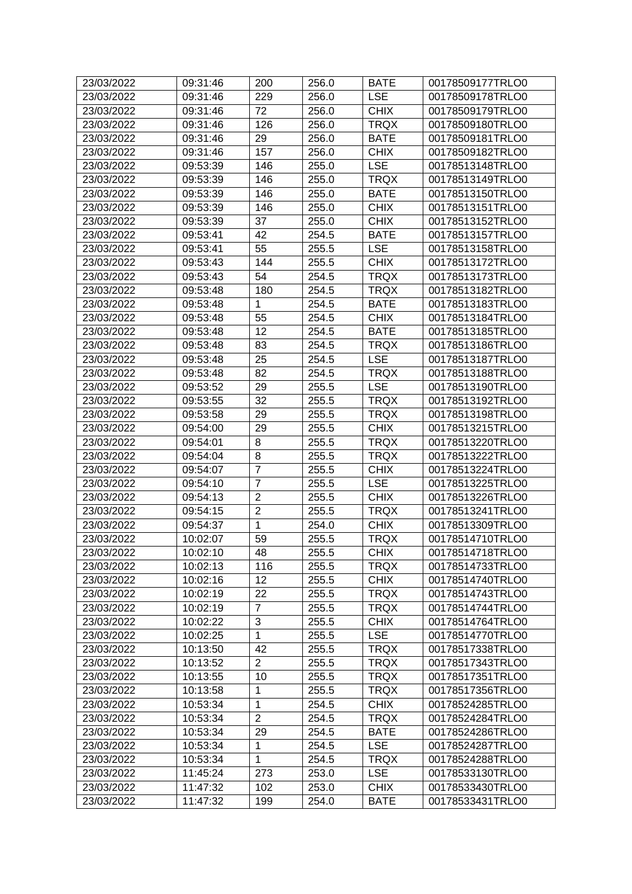| 23/03/2022 | 09:31:46 | 200 | 256.0 | BATE | 00178509177TRLO0 |
|---|---|---|---|---|---|
| 23/03/2022 | 09:31:46 | 229 | 256.0 | LSE | 00178509178TRLO0 |
| 23/03/2022 | 09:31:46 | 72 | 256.0 | CHIX | 00178509179TRLO0 |
| 23/03/2022 | 09:31:46 | 126 | 256.0 | TRQX | 00178509180TRLO0 |
| 23/03/2022 | 09:31:46 | 29 | 256.0 | BATE | 00178509181TRLO0 |
| 23/03/2022 | 09:31:46 | 157 | 256.0 | CHIX | 00178509182TRLO0 |
| 23/03/2022 | 09:53:39 | 146 | 255.0 | LSE | 00178513148TRLO0 |
| 23/03/2022 | 09:53:39 | 146 | 255.0 | TRQX | 00178513149TRLO0 |
| 23/03/2022 | 09:53:39 | 146 | 255.0 | BATE | 00178513150TRLO0 |
| 23/03/2022 | 09:53:39 | 146 | 255.0 | CHIX | 00178513151TRLO0 |
| 23/03/2022 | 09:53:39 | 37 | 255.0 | CHIX | 00178513152TRLO0 |
| 23/03/2022 | 09:53:41 | 42 | 254.5 | BATE | 00178513157TRLO0 |
| 23/03/2022 | 09:53:41 | 55 | 255.5 | LSE | 00178513158TRLO0 |
| 23/03/2022 | 09:53:43 | 144 | 255.5 | CHIX | 00178513172TRLO0 |
| 23/03/2022 | 09:53:43 | 54 | 254.5 | TRQX | 00178513173TRLO0 |
| 23/03/2022 | 09:53:48 | 180 | 254.5 | TRQX | 00178513182TRLO0 |
| 23/03/2022 | 09:53:48 | 1 | 254.5 | BATE | 00178513183TRLO0 |
| 23/03/2022 | 09:53:48 | 55 | 254.5 | CHIX | 00178513184TRLO0 |
| 23/03/2022 | 09:53:48 | 12 | 254.5 | BATE | 00178513185TRLO0 |
| 23/03/2022 | 09:53:48 | 83 | 254.5 | TRQX | 00178513186TRLO0 |
| 23/03/2022 | 09:53:48 | 25 | 254.5 | LSE | 00178513187TRLO0 |
| 23/03/2022 | 09:53:48 | 82 | 254.5 | TRQX | 00178513188TRLO0 |
| 23/03/2022 | 09:53:52 | 29 | 255.5 | LSE | 00178513190TRLO0 |
| 23/03/2022 | 09:53:55 | 32 | 255.5 | TRQX | 00178513192TRLO0 |
| 23/03/2022 | 09:53:58 | 29 | 255.5 | TRQX | 00178513198TRLO0 |
| 23/03/2022 | 09:54:00 | 29 | 255.5 | CHIX | 00178513215TRLO0 |
| 23/03/2022 | 09:54:01 | 8 | 255.5 | TRQX | 00178513220TRLO0 |
| 23/03/2022 | 09:54:04 | 8 | 255.5 | TRQX | 00178513222TRLO0 |
| 23/03/2022 | 09:54:07 | 7 | 255.5 | CHIX | 00178513224TRLO0 |
| 23/03/2022 | 09:54:10 | 7 | 255.5 | LSE | 00178513225TRLO0 |
| 23/03/2022 | 09:54:13 | 2 | 255.5 | CHIX | 00178513226TRLO0 |
| 23/03/2022 | 09:54:15 | 2 | 255.5 | TRQX | 00178513241TRLO0 |
| 23/03/2022 | 09:54:37 | 1 | 254.0 | CHIX | 00178513309TRLO0 |
| 23/03/2022 | 10:02:07 | 59 | 255.5 | TRQX | 00178514710TRLO0 |
| 23/03/2022 | 10:02:10 | 48 | 255.5 | CHIX | 00178514718TRLO0 |
| 23/03/2022 | 10:02:13 | 116 | 255.5 | TRQX | 00178514733TRLO0 |
| 23/03/2022 | 10:02:16 | 12 | 255.5 | CHIX | 00178514740TRLO0 |
| 23/03/2022 | 10:02:19 | 22 | 255.5 | TRQX | 00178514743TRLO0 |
| 23/03/2022 | 10:02:19 | 7 | 255.5 | TRQX | 00178514744TRLO0 |
| 23/03/2022 | 10:02:22 | 3 | 255.5 | CHIX | 00178514764TRLO0 |
| 23/03/2022 | 10:02:25 | 1 | 255.5 | LSE | 00178514770TRLO0 |
| 23/03/2022 | 10:13:50 | 42 | 255.5 | TRQX | 00178517338TRLO0 |
| 23/03/2022 | 10:13:52 | 2 | 255.5 | TRQX | 00178517343TRLO0 |
| 23/03/2022 | 10:13:55 | 10 | 255.5 | TRQX | 00178517351TRLO0 |
| 23/03/2022 | 10:13:58 | 1 | 255.5 | TRQX | 00178517356TRLO0 |
| 23/03/2022 | 10:53:34 | 1 | 254.5 | CHIX | 00178524285TRLO0 |
| 23/03/2022 | 10:53:34 | 2 | 254.5 | TRQX | 00178524284TRLO0 |
| 23/03/2022 | 10:53:34 | 29 | 254.5 | BATE | 00178524286TRLO0 |
| 23/03/2022 | 10:53:34 | 1 | 254.5 | LSE | 00178524287TRLO0 |
| 23/03/2022 | 10:53:34 | 1 | 254.5 | TRQX | 00178524288TRLO0 |
| 23/03/2022 | 11:45:24 | 273 | 253.0 | LSE | 00178533130TRLO0 |
| 23/03/2022 | 11:47:32 | 102 | 253.0 | CHIX | 00178533430TRLO0 |
| 23/03/2022 | 11:47:32 | 199 | 254.0 | BATE | 00178533431TRLO0 |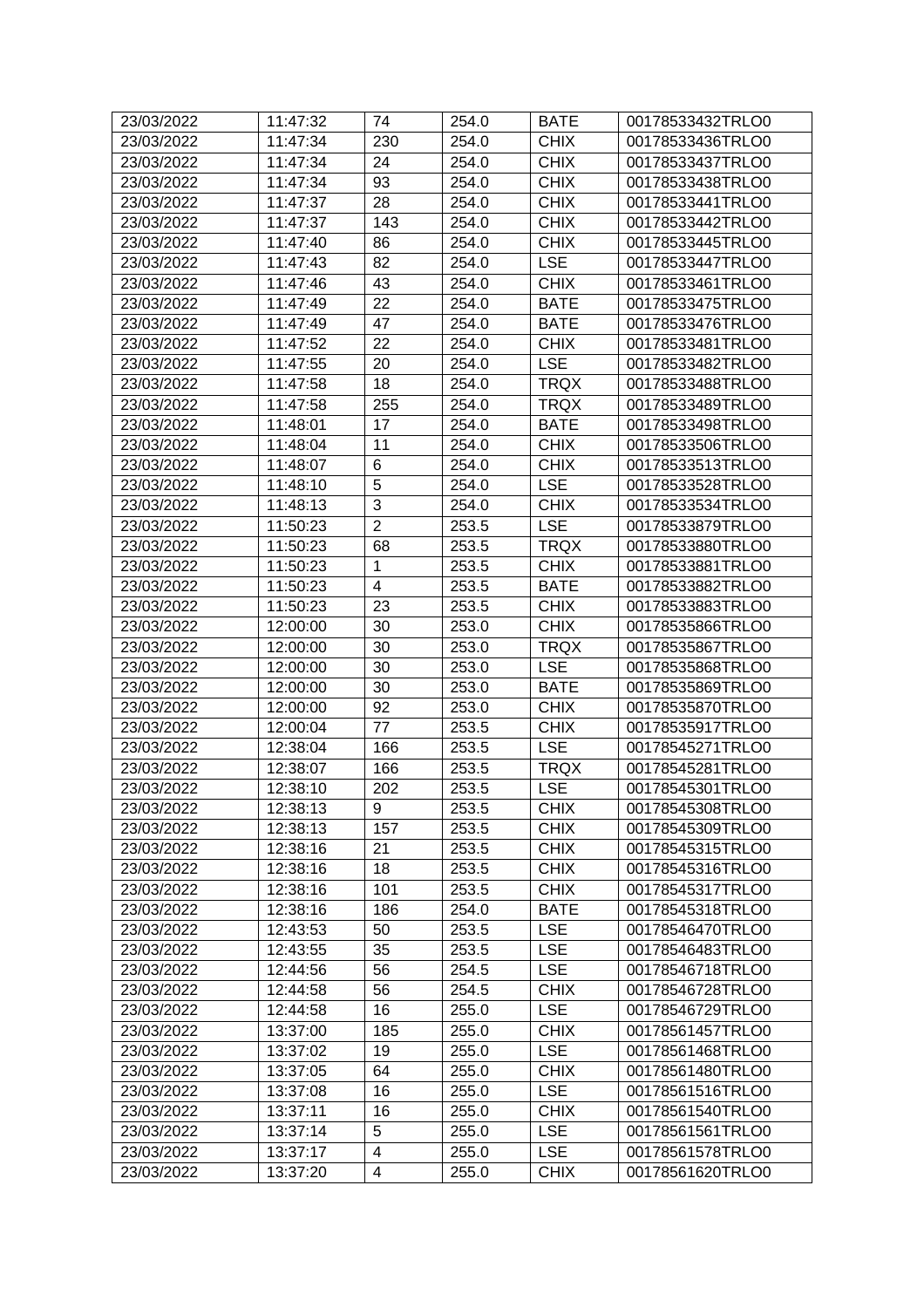| 23/03/2022 | 11:47:32 | 74 | 254.0 | BATE | 00178533432TRLO0 |
|---|---|---|---|---|---|
| 23/03/2022 | 11:47:34 | 230 | 254.0 | CHIX | 00178533436TRLO0 |
| 23/03/2022 | 11:47:34 | 24 | 254.0 | CHIX | 00178533437TRLO0 |
| 23/03/2022 | 11:47:34 | 93 | 254.0 | CHIX | 00178533438TRLO0 |
| 23/03/2022 | 11:47:37 | 28 | 254.0 | CHIX | 00178533441TRLO0 |
| 23/03/2022 | 11:47:37 | 143 | 254.0 | CHIX | 00178533442TRLO0 |
| 23/03/2022 | 11:47:40 | 86 | 254.0 | CHIX | 00178533445TRLO0 |
| 23/03/2022 | 11:47:43 | 82 | 254.0 | LSE | 00178533447TRLO0 |
| 23/03/2022 | 11:47:46 | 43 | 254.0 | CHIX | 00178533461TRLO0 |
| 23/03/2022 | 11:47:49 | 22 | 254.0 | BATE | 00178533475TRLO0 |
| 23/03/2022 | 11:47:49 | 47 | 254.0 | BATE | 00178533476TRLO0 |
| 23/03/2022 | 11:47:52 | 22 | 254.0 | CHIX | 00178533481TRLO0 |
| 23/03/2022 | 11:47:55 | 20 | 254.0 | LSE | 00178533482TRLO0 |
| 23/03/2022 | 11:47:58 | 18 | 254.0 | TRQX | 00178533488TRLO0 |
| 23/03/2022 | 11:47:58 | 255 | 254.0 | TRQX | 00178533489TRLO0 |
| 23/03/2022 | 11:48:01 | 17 | 254.0 | BATE | 00178533498TRLO0 |
| 23/03/2022 | 11:48:04 | 11 | 254.0 | CHIX | 00178533506TRLO0 |
| 23/03/2022 | 11:48:07 | 6 | 254.0 | CHIX | 00178533513TRLO0 |
| 23/03/2022 | 11:48:10 | 5 | 254.0 | LSE | 00178533528TRLO0 |
| 23/03/2022 | 11:48:13 | 3 | 254.0 | CHIX | 00178533534TRLO0 |
| 23/03/2022 | 11:50:23 | 2 | 253.5 | LSE | 00178533879TRLO0 |
| 23/03/2022 | 11:50:23 | 68 | 253.5 | TRQX | 00178533880TRLO0 |
| 23/03/2022 | 11:50:23 | 1 | 253.5 | CHIX | 00178533881TRLO0 |
| 23/03/2022 | 11:50:23 | 4 | 253.5 | BATE | 00178533882TRLO0 |
| 23/03/2022 | 11:50:23 | 23 | 253.5 | CHIX | 00178533883TRLO0 |
| 23/03/2022 | 12:00:00 | 30 | 253.0 | CHIX | 00178535866TRLO0 |
| 23/03/2022 | 12:00:00 | 30 | 253.0 | TRQX | 00178535867TRLO0 |
| 23/03/2022 | 12:00:00 | 30 | 253.0 | LSE | 00178535868TRLO0 |
| 23/03/2022 | 12:00:00 | 30 | 253.0 | BATE | 00178535869TRLO0 |
| 23/03/2022 | 12:00:00 | 92 | 253.0 | CHIX | 00178535870TRLO0 |
| 23/03/2022 | 12:00:04 | 77 | 253.5 | CHIX | 00178535917TRLO0 |
| 23/03/2022 | 12:38:04 | 166 | 253.5 | LSE | 00178545271TRLO0 |
| 23/03/2022 | 12:38:07 | 166 | 253.5 | TRQX | 00178545281TRLO0 |
| 23/03/2022 | 12:38:10 | 202 | 253.5 | LSE | 00178545301TRLO0 |
| 23/03/2022 | 12:38:13 | 9 | 253.5 | CHIX | 00178545308TRLO0 |
| 23/03/2022 | 12:38:13 | 157 | 253.5 | CHIX | 00178545309TRLO0 |
| 23/03/2022 | 12:38:16 | 21 | 253.5 | CHIX | 00178545315TRLO0 |
| 23/03/2022 | 12:38:16 | 18 | 253.5 | CHIX | 00178545316TRLO0 |
| 23/03/2022 | 12:38:16 | 101 | 253.5 | CHIX | 00178545317TRLO0 |
| 23/03/2022 | 12:38:16 | 186 | 254.0 | BATE | 00178545318TRLO0 |
| 23/03/2022 | 12:43:53 | 50 | 253.5 | LSE | 00178546470TRLO0 |
| 23/03/2022 | 12:43:55 | 35 | 253.5 | LSE | 00178546483TRLO0 |
| 23/03/2022 | 12:44:56 | 56 | 254.5 | LSE | 00178546718TRLO0 |
| 23/03/2022 | 12:44:58 | 56 | 254.5 | CHIX | 00178546728TRLO0 |
| 23/03/2022 | 12:44:58 | 16 | 255.0 | LSE | 00178546729TRLO0 |
| 23/03/2022 | 13:37:00 | 185 | 255.0 | CHIX | 00178561457TRLO0 |
| 23/03/2022 | 13:37:02 | 19 | 255.0 | LSE | 00178561468TRLO0 |
| 23/03/2022 | 13:37:05 | 64 | 255.0 | CHIX | 00178561480TRLO0 |
| 23/03/2022 | 13:37:08 | 16 | 255.0 | LSE | 00178561516TRLO0 |
| 23/03/2022 | 13:37:11 | 16 | 255.0 | CHIX | 00178561540TRLO0 |
| 23/03/2022 | 13:37:14 | 5 | 255.0 | LSE | 00178561561TRLO0 |
| 23/03/2022 | 13:37:17 | 4 | 255.0 | LSE | 00178561578TRLO0 |
| 23/03/2022 | 13:37:20 | 4 | 255.0 | CHIX | 00178561620TRLO0 |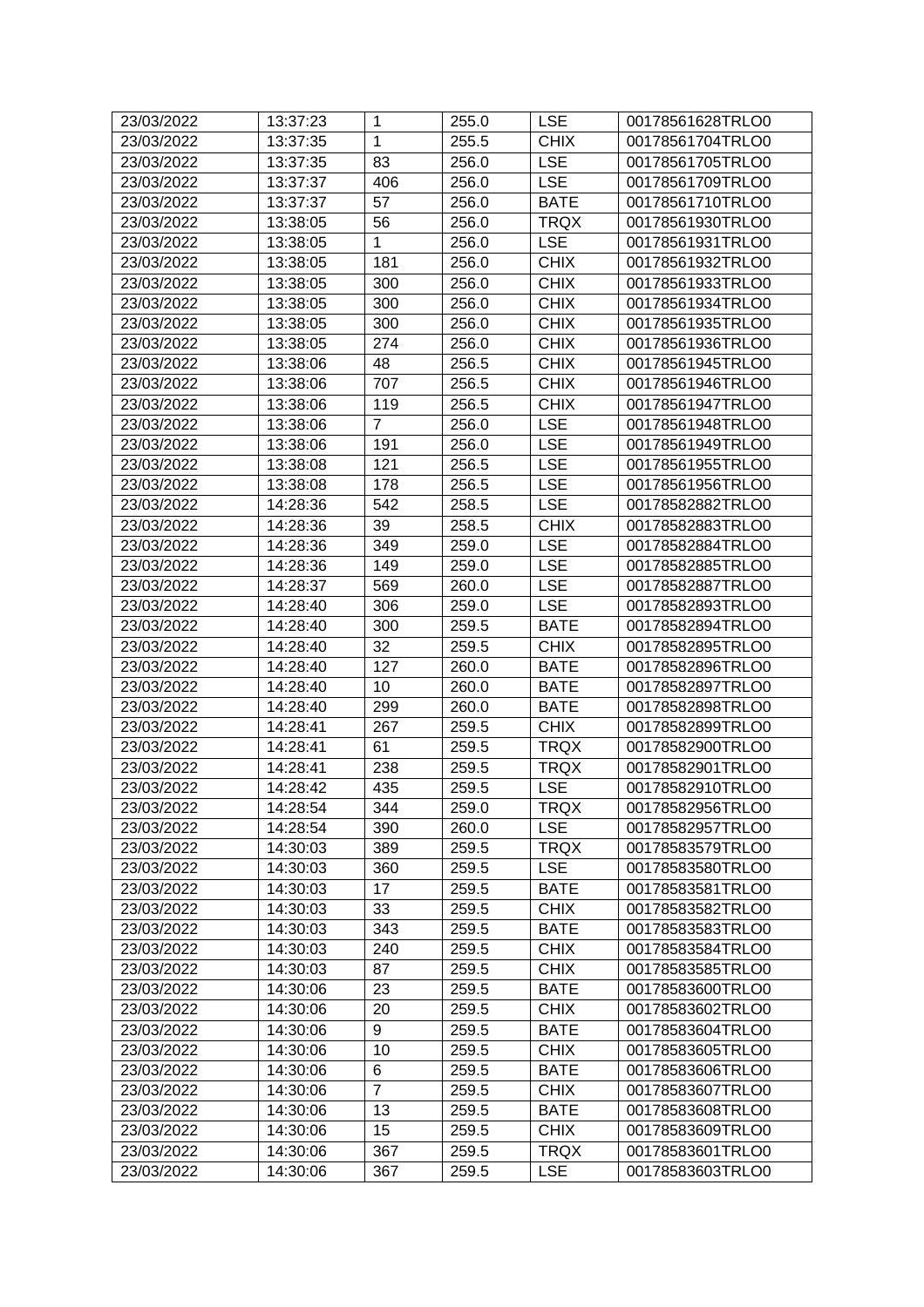| 23/03/2022 | 13:37:23 | 1 | 255.0 | LSE | 00178561628TRLO0 |
|---|---|---|---|---|---|
| 23/03/2022 | 13:37:35 | 1 | 255.5 | CHIX | 00178561704TRLO0 |
| 23/03/2022 | 13:37:35 | 83 | 256.0 | LSE | 00178561705TRLO0 |
| 23/03/2022 | 13:37:37 | 406 | 256.0 | LSE | 00178561709TRLO0 |
| 23/03/2022 | 13:37:37 | 57 | 256.0 | BATE | 00178561710TRLO0 |
| 23/03/2022 | 13:38:05 | 56 | 256.0 | TRQX | 00178561930TRLO0 |
| 23/03/2022 | 13:38:05 | 1 | 256.0 | LSE | 00178561931TRLO0 |
| 23/03/2022 | 13:38:05 | 181 | 256.0 | CHIX | 00178561932TRLO0 |
| 23/03/2022 | 13:38:05 | 300 | 256.0 | CHIX | 00178561933TRLO0 |
| 23/03/2022 | 13:38:05 | 300 | 256.0 | CHIX | 00178561934TRLO0 |
| 23/03/2022 | 13:38:05 | 300 | 256.0 | CHIX | 00178561935TRLO0 |
| 23/03/2022 | 13:38:05 | 274 | 256.0 | CHIX | 00178561936TRLO0 |
| 23/03/2022 | 13:38:06 | 48 | 256.5 | CHIX | 00178561945TRLO0 |
| 23/03/2022 | 13:38:06 | 707 | 256.5 | CHIX | 00178561946TRLO0 |
| 23/03/2022 | 13:38:06 | 119 | 256.5 | CHIX | 00178561947TRLO0 |
| 23/03/2022 | 13:38:06 | 7 | 256.0 | LSE | 00178561948TRLO0 |
| 23/03/2022 | 13:38:06 | 191 | 256.0 | LSE | 00178561949TRLO0 |
| 23/03/2022 | 13:38:08 | 121 | 256.5 | LSE | 00178561955TRLO0 |
| 23/03/2022 | 13:38:08 | 178 | 256.5 | LSE | 00178561956TRLO0 |
| 23/03/2022 | 14:28:36 | 542 | 258.5 | LSE | 00178582882TRLO0 |
| 23/03/2022 | 14:28:36 | 39 | 258.5 | CHIX | 00178582883TRLO0 |
| 23/03/2022 | 14:28:36 | 349 | 259.0 | LSE | 00178582884TRLO0 |
| 23/03/2022 | 14:28:36 | 149 | 259.0 | LSE | 00178582885TRLO0 |
| 23/03/2022 | 14:28:37 | 569 | 260.0 | LSE | 00178582887TRLO0 |
| 23/03/2022 | 14:28:40 | 306 | 259.0 | LSE | 00178582893TRLO0 |
| 23/03/2022 | 14:28:40 | 300 | 259.5 | BATE | 00178582894TRLO0 |
| 23/03/2022 | 14:28:40 | 32 | 259.5 | CHIX | 00178582895TRLO0 |
| 23/03/2022 | 14:28:40 | 127 | 260.0 | BATE | 00178582896TRLO0 |
| 23/03/2022 | 14:28:40 | 10 | 260.0 | BATE | 00178582897TRLO0 |
| 23/03/2022 | 14:28:40 | 299 | 260.0 | BATE | 00178582898TRLO0 |
| 23/03/2022 | 14:28:41 | 267 | 259.5 | CHIX | 00178582899TRLO0 |
| 23/03/2022 | 14:28:41 | 61 | 259.5 | TRQX | 00178582900TRLO0 |
| 23/03/2022 | 14:28:41 | 238 | 259.5 | TRQX | 00178582901TRLO0 |
| 23/03/2022 | 14:28:42 | 435 | 259.5 | LSE | 00178582910TRLO0 |
| 23/03/2022 | 14:28:54 | 344 | 259.0 | TRQX | 00178582956TRLO0 |
| 23/03/2022 | 14:28:54 | 390 | 260.0 | LSE | 00178582957TRLO0 |
| 23/03/2022 | 14:30:03 | 389 | 259.5 | TRQX | 00178583579TRLO0 |
| 23/03/2022 | 14:30:03 | 360 | 259.5 | LSE | 00178583580TRLO0 |
| 23/03/2022 | 14:30:03 | 17 | 259.5 | BATE | 00178583581TRLO0 |
| 23/03/2022 | 14:30:03 | 33 | 259.5 | CHIX | 00178583582TRLO0 |
| 23/03/2022 | 14:30:03 | 343 | 259.5 | BATE | 00178583583TRLO0 |
| 23/03/2022 | 14:30:03 | 240 | 259.5 | CHIX | 00178583584TRLO0 |
| 23/03/2022 | 14:30:03 | 87 | 259.5 | CHIX | 00178583585TRLO0 |
| 23/03/2022 | 14:30:06 | 23 | 259.5 | BATE | 00178583600TRLO0 |
| 23/03/2022 | 14:30:06 | 20 | 259.5 | CHIX | 00178583602TRLO0 |
| 23/03/2022 | 14:30:06 | 9 | 259.5 | BATE | 00178583604TRLO0 |
| 23/03/2022 | 14:30:06 | 10 | 259.5 | CHIX | 00178583605TRLO0 |
| 23/03/2022 | 14:30:06 | 6 | 259.5 | BATE | 00178583606TRLO0 |
| 23/03/2022 | 14:30:06 | 7 | 259.5 | CHIX | 00178583607TRLO0 |
| 23/03/2022 | 14:30:06 | 13 | 259.5 | BATE | 00178583608TRLO0 |
| 23/03/2022 | 14:30:06 | 15 | 259.5 | CHIX | 00178583609TRLO0 |
| 23/03/2022 | 14:30:06 | 367 | 259.5 | TRQX | 00178583601TRLO0 |
| 23/03/2022 | 14:30:06 | 367 | 259.5 | LSE | 00178583603TRLO0 |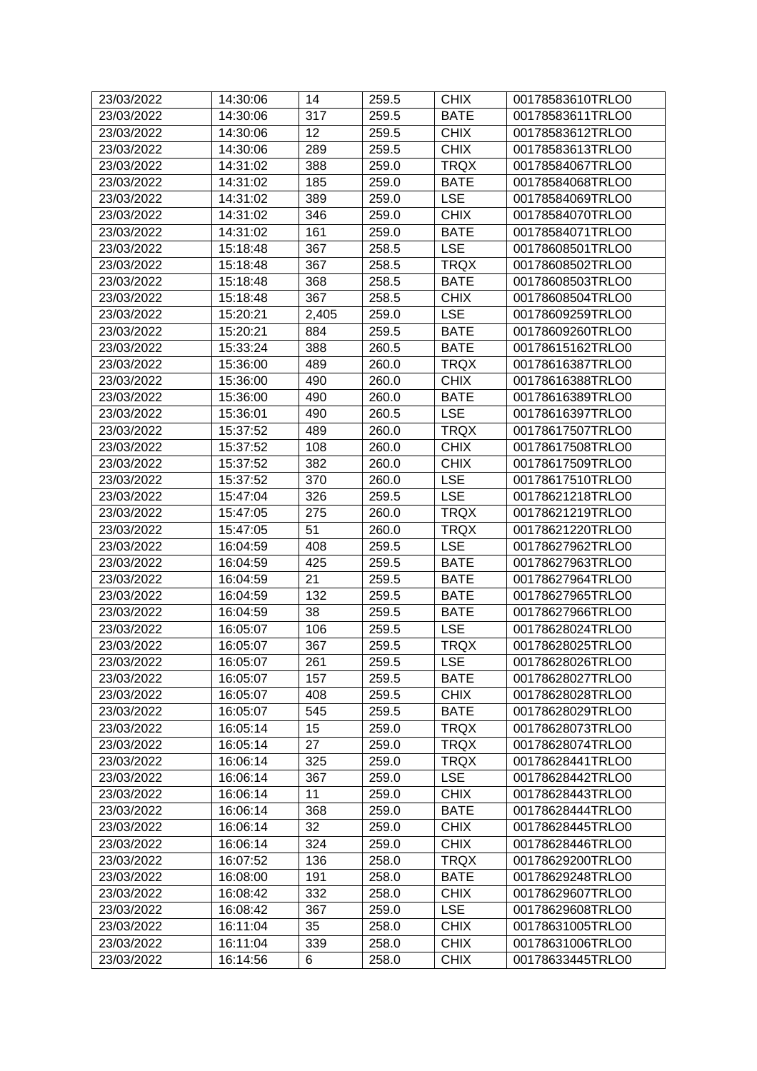| 23/03/2022 | 14:30:06 | 14 | 259.5 | CHIX | 00178583610TRLO0 |
|---|---|---|---|---|---|
| 23/03/2022 | 14:30:06 | 317 | 259.5 | BATE | 00178583611TRLO0 |
| 23/03/2022 | 14:30:06 | 12 | 259.5 | CHIX | 00178583612TRLO0 |
| 23/03/2022 | 14:30:06 | 289 | 259.5 | CHIX | 00178583613TRLO0 |
| 23/03/2022 | 14:31:02 | 388 | 259.0 | TRQX | 00178584067TRLO0 |
| 23/03/2022 | 14:31:02 | 185 | 259.0 | BATE | 00178584068TRLO0 |
| 23/03/2022 | 14:31:02 | 389 | 259.0 | LSE | 00178584069TRLO0 |
| 23/03/2022 | 14:31:02 | 346 | 259.0 | CHIX | 00178584070TRLO0 |
| 23/03/2022 | 14:31:02 | 161 | 259.0 | BATE | 00178584071TRLO0 |
| 23/03/2022 | 15:18:48 | 367 | 258.5 | LSE | 00178608501TRLO0 |
| 23/03/2022 | 15:18:48 | 367 | 258.5 | TRQX | 00178608502TRLO0 |
| 23/03/2022 | 15:18:48 | 368 | 258.5 | BATE | 00178608503TRLO0 |
| 23/03/2022 | 15:18:48 | 367 | 258.5 | CHIX | 00178608504TRLO0 |
| 23/03/2022 | 15:20:21 | 2,405 | 259.0 | LSE | 00178609259TRLO0 |
| 23/03/2022 | 15:20:21 | 884 | 259.5 | BATE | 00178609260TRLO0 |
| 23/03/2022 | 15:33:24 | 388 | 260.5 | BATE | 00178615162TRLO0 |
| 23/03/2022 | 15:36:00 | 489 | 260.0 | TRQX | 00178616387TRLO0 |
| 23/03/2022 | 15:36:00 | 490 | 260.0 | CHIX | 00178616388TRLO0 |
| 23/03/2022 | 15:36:00 | 490 | 260.0 | BATE | 00178616389TRLO0 |
| 23/03/2022 | 15:36:01 | 490 | 260.5 | LSE | 00178616397TRLO0 |
| 23/03/2022 | 15:37:52 | 489 | 260.0 | TRQX | 00178617507TRLO0 |
| 23/03/2022 | 15:37:52 | 108 | 260.0 | CHIX | 00178617508TRLO0 |
| 23/03/2022 | 15:37:52 | 382 | 260.0 | CHIX | 00178617509TRLO0 |
| 23/03/2022 | 15:37:52 | 370 | 260.0 | LSE | 00178617510TRLO0 |
| 23/03/2022 | 15:47:04 | 326 | 259.5 | LSE | 00178621218TRLO0 |
| 23/03/2022 | 15:47:05 | 275 | 260.0 | TRQX | 00178621219TRLO0 |
| 23/03/2022 | 15:47:05 | 51 | 260.0 | TRQX | 00178621220TRLO0 |
| 23/03/2022 | 16:04:59 | 408 | 259.5 | LSE | 00178627962TRLO0 |
| 23/03/2022 | 16:04:59 | 425 | 259.5 | BATE | 00178627963TRLO0 |
| 23/03/2022 | 16:04:59 | 21 | 259.5 | BATE | 00178627964TRLO0 |
| 23/03/2022 | 16:04:59 | 132 | 259.5 | BATE | 00178627965TRLO0 |
| 23/03/2022 | 16:04:59 | 38 | 259.5 | BATE | 00178627966TRLO0 |
| 23/03/2022 | 16:05:07 | 106 | 259.5 | LSE | 00178628024TRLO0 |
| 23/03/2022 | 16:05:07 | 367 | 259.5 | TRQX | 00178628025TRLO0 |
| 23/03/2022 | 16:05:07 | 261 | 259.5 | LSE | 00178628026TRLO0 |
| 23/03/2022 | 16:05:07 | 157 | 259.5 | BATE | 00178628027TRLO0 |
| 23/03/2022 | 16:05:07 | 408 | 259.5 | CHIX | 00178628028TRLO0 |
| 23/03/2022 | 16:05:07 | 545 | 259.5 | BATE | 00178628029TRLO0 |
| 23/03/2022 | 16:05:14 | 15 | 259.0 | TRQX | 00178628073TRLO0 |
| 23/03/2022 | 16:05:14 | 27 | 259.0 | TRQX | 00178628074TRLO0 |
| 23/03/2022 | 16:06:14 | 325 | 259.0 | TRQX | 00178628441TRLO0 |
| 23/03/2022 | 16:06:14 | 367 | 259.0 | LSE | 00178628442TRLO0 |
| 23/03/2022 | 16:06:14 | 11 | 259.0 | CHIX | 00178628443TRLO0 |
| 23/03/2022 | 16:06:14 | 368 | 259.0 | BATE | 00178628444TRLO0 |
| 23/03/2022 | 16:06:14 | 32 | 259.0 | CHIX | 00178628445TRLO0 |
| 23/03/2022 | 16:06:14 | 324 | 259.0 | CHIX | 00178628446TRLO0 |
| 23/03/2022 | 16:07:52 | 136 | 258.0 | TRQX | 00178629200TRLO0 |
| 23/03/2022 | 16:08:00 | 191 | 258.0 | BATE | 00178629248TRLO0 |
| 23/03/2022 | 16:08:42 | 332 | 258.0 | CHIX | 00178629607TRLO0 |
| 23/03/2022 | 16:08:42 | 367 | 259.0 | LSE | 00178629608TRLO0 |
| 23/03/2022 | 16:11:04 | 35 | 258.0 | CHIX | 00178631005TRLO0 |
| 23/03/2022 | 16:11:04 | 339 | 258.0 | CHIX | 00178631006TRLO0 |
| 23/03/2022 | 16:14:56 | 6 | 258.0 | CHIX | 00178633445TRLO0 |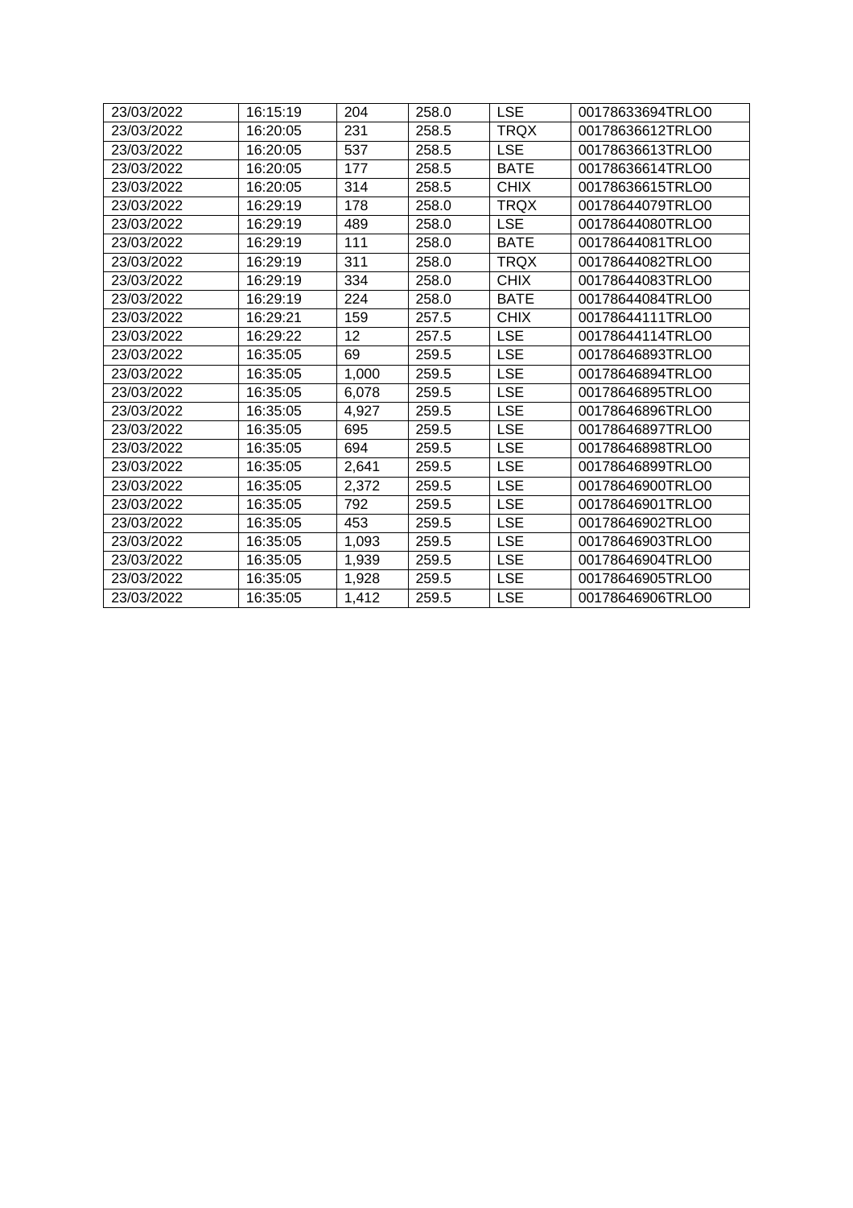| | | | | | |
|---|---|---|---|---|---|
| 23/03/2022 | 16:15:19 | 204 | 258.0 | LSE | 00178633694TRLO0 |
| 23/03/2022 | 16:20:05 | 231 | 258.5 | TRQX | 00178636612TRLO0 |
| 23/03/2022 | 16:20:05 | 537 | 258.5 | LSE | 00178636613TRLO0 |
| 23/03/2022 | 16:20:05 | 177 | 258.5 | BATE | 00178636614TRLO0 |
| 23/03/2022 | 16:20:05 | 314 | 258.5 | CHIX | 00178636615TRLO0 |
| 23/03/2022 | 16:29:19 | 178 | 258.0 | TRQX | 00178644079TRLO0 |
| 23/03/2022 | 16:29:19 | 489 | 258.0 | LSE | 00178644080TRLO0 |
| 23/03/2022 | 16:29:19 | 111 | 258.0 | BATE | 00178644081TRLO0 |
| 23/03/2022 | 16:29:19 | 311 | 258.0 | TRQX | 00178644082TRLO0 |
| 23/03/2022 | 16:29:19 | 334 | 258.0 | CHIX | 00178644083TRLO0 |
| 23/03/2022 | 16:29:19 | 224 | 258.0 | BATE | 00178644084TRLO0 |
| 23/03/2022 | 16:29:21 | 159 | 257.5 | CHIX | 00178644111TRLO0 |
| 23/03/2022 | 16:29:22 | 12 | 257.5 | LSE | 00178644114TRLO0 |
| 23/03/2022 | 16:35:05 | 69 | 259.5 | LSE | 00178646893TRLO0 |
| 23/03/2022 | 16:35:05 | 1,000 | 259.5 | LSE | 00178646894TRLO0 |
| 23/03/2022 | 16:35:05 | 6,078 | 259.5 | LSE | 00178646895TRLO0 |
| 23/03/2022 | 16:35:05 | 4,927 | 259.5 | LSE | 00178646896TRLO0 |
| 23/03/2022 | 16:35:05 | 695 | 259.5 | LSE | 00178646897TRLO0 |
| 23/03/2022 | 16:35:05 | 694 | 259.5 | LSE | 00178646898TRLO0 |
| 23/03/2022 | 16:35:05 | 2,641 | 259.5 | LSE | 00178646899TRLO0 |
| 23/03/2022 | 16:35:05 | 2,372 | 259.5 | LSE | 00178646900TRLO0 |
| 23/03/2022 | 16:35:05 | 792 | 259.5 | LSE | 00178646901TRLO0 |
| 23/03/2022 | 16:35:05 | 453 | 259.5 | LSE | 00178646902TRLO0 |
| 23/03/2022 | 16:35:05 | 1,093 | 259.5 | LSE | 00178646903TRLO0 |
| 23/03/2022 | 16:35:05 | 1,939 | 259.5 | LSE | 00178646904TRLO0 |
| 23/03/2022 | 16:35:05 | 1,928 | 259.5 | LSE | 00178646905TRLO0 |
| 23/03/2022 | 16:35:05 | 1,412 | 259.5 | LSE | 00178646906TRLO0 |